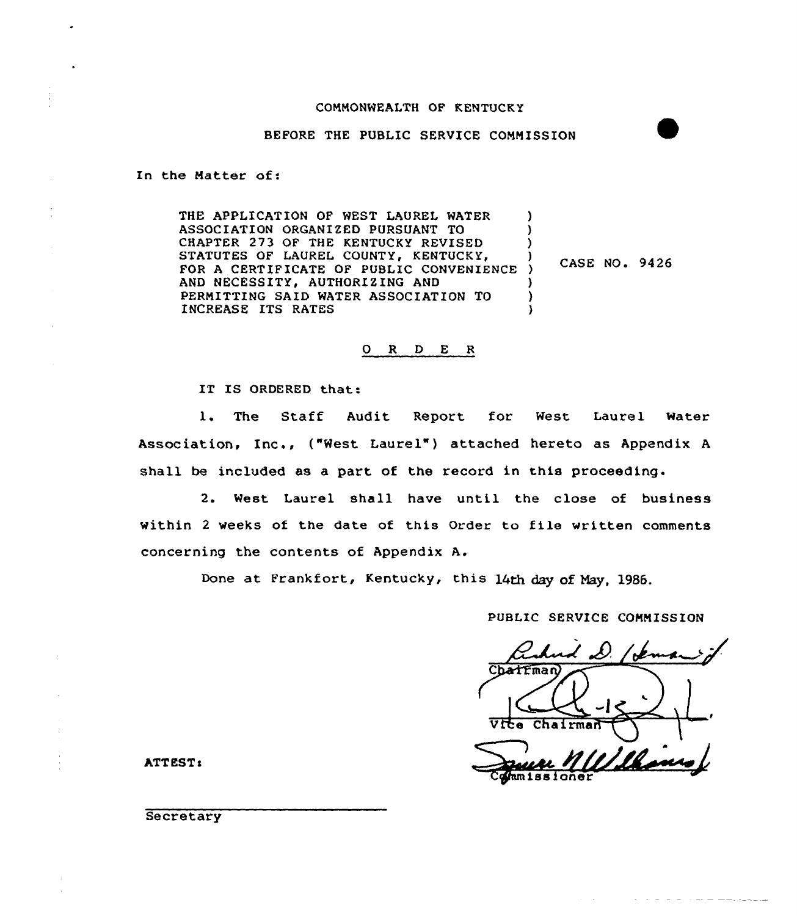COMMONWEALTH OF KENTUCKY

BEFORE THE PUBLIC SERVICE COMMISSION

In the Matter of:

| | | |
|---|---|---|
| THE APPLICATION OF WEST LAUREL WATER ASSOCIATION ORGANIZED PURSUANT TO CHAPTER 273 OF THE KENTUCKY REVISED STATUTES OF LAUREL COUNTY, KENTUCKY, FOR A CERTIFICATE OF PUBLIC CONVENIENCE AND NECESSITY, AUTHORIZING AND PERMITTING SAID WATER ASSOCIATION TO INCREASE ITS RATES | ) | CASE NO. 9426 |

O R D E R

IT IS ORDERED that:

1. The Staff Audit Report for West Laurel Water Association, Inc., ("West Laurel") attached hereto as Appendix A shall be included as a part of the record in this proceeding.

2. West Laurel shall have until the close of business within 2 weeks of the date of this Order to file written comments concerning the contents of Appendix A.

Done at Frankfort, Kentucky, this 14th day of May, 1986.

PUBLIC SERVICE COMMISSION

Chairman

Vice Chairman

Commissioner

ATTEST:

Secretary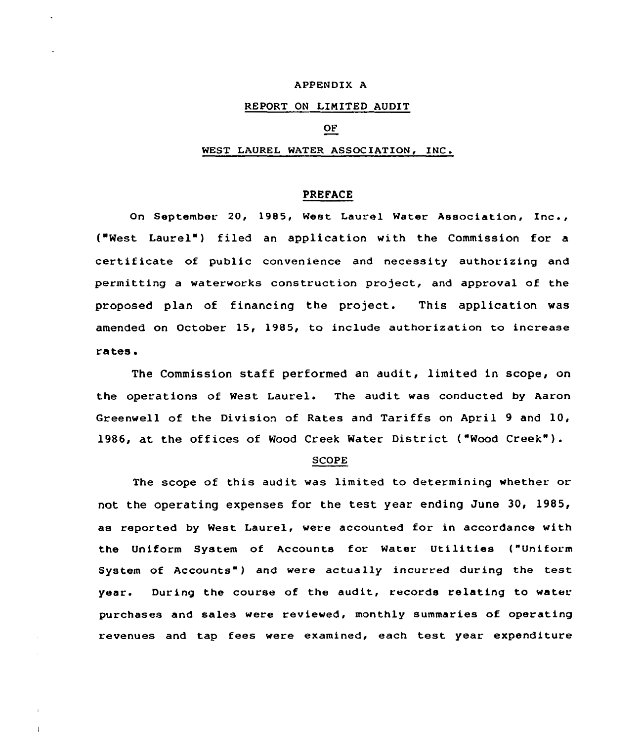APPENDIX A

REPORT ON LIMITED AUDIT

OF

WEST LAUREL WATER ASSOCIATION, INC.

## PREFACE

On September 20, 1985, West Laurel Water Association, Inc., ("West Laurel") filed an application with the Commission for a certificate of public convenience and necessity authorizing and permitting a waterworks construction project, and approval of the proposed plan of financing the project. This application was amended on October 15, 1985, to include authorization to increase rates.

The Commission staff performed an audit, limited in scope, on the operations of West Laurel. The audit was conducted by Aaron Greenwell of the Division of Rates and Tariffs on April 9 and 10, 1986, at the offices of Wood Creek Water District ("Wood Creek").

## SCOPE

The scope of this audit was limited to determining whether or not the operating expenses for the test year ending June 30, 1985, as reported by West Laurel, were accounted for in accordance with the Uniform System of Accounts for Water Utilities ("Uniform System of Accounts") and were actually incurred during the test year. During the course of the audit, records relating to water purchases and sales were reviewed, monthly summaries of operating revenues and tap fees were examined, each test year expenditure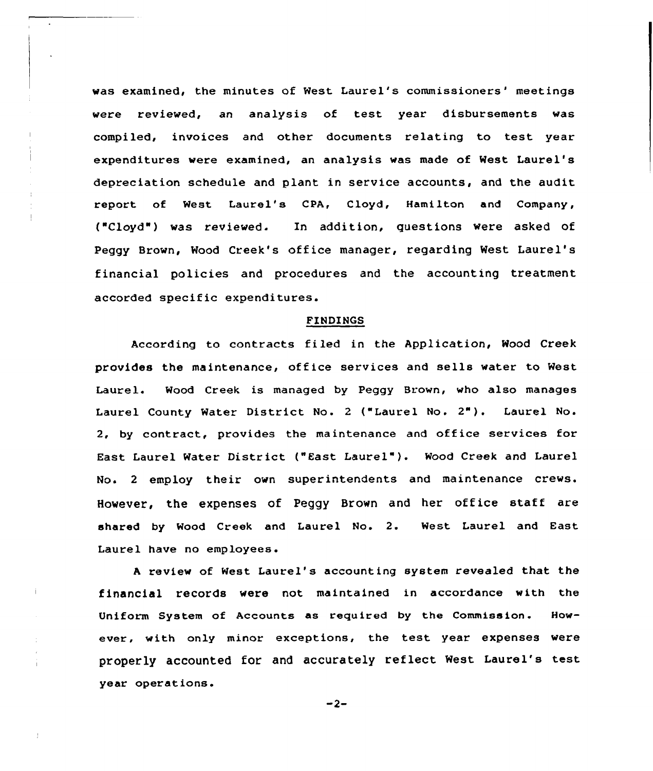was examined, the minutes of West Laurel's commissioners' meetings were reviewed, an analysis of test year disbursements was compiled, invoices and other documents relating to test year expenditures were examined, an analysis was made of West Laurel's depreciation schedule and plant in service accounts, and the audit report of West Laurel's CPA, Cloyd, Hamilton and Company, ("Cloyd") was reviewed. In addition, questions were asked of Peggy Brown, Wood Creek's office manager, regarding West Laurel's financial policies and procedures and the accounting treatment accorded specific expenditures.

## FINDINGS

According to contracts filed in the Application, Wood Creek provides the maintenance, office services and sells water to West Laurel. Wood Creek is managed by Peggy Brown, who also manages Laurel County Water District No. 2 ("Laurel No. 2"). Laurel No. 2, by contract, provides the maintenance and office services for East Laurel Water District ("East Laurel"). Wood Creek and Laurel No. 2 employ their own superintendents and maintenance crews. However, the expenses of Peggy Brown and her office staff are shared by Wood Creek and Laurel No. 2. West Laurel and East Laurel have no employees.

A review of West Laurel's accounting system revealed that the financial records were not maintained in accordance with the Uniform System of Accounts as required by the Commission. However, with only minor exceptions, the test year expenses were properly accounted for and accurately reflect West Laurel's test year operations.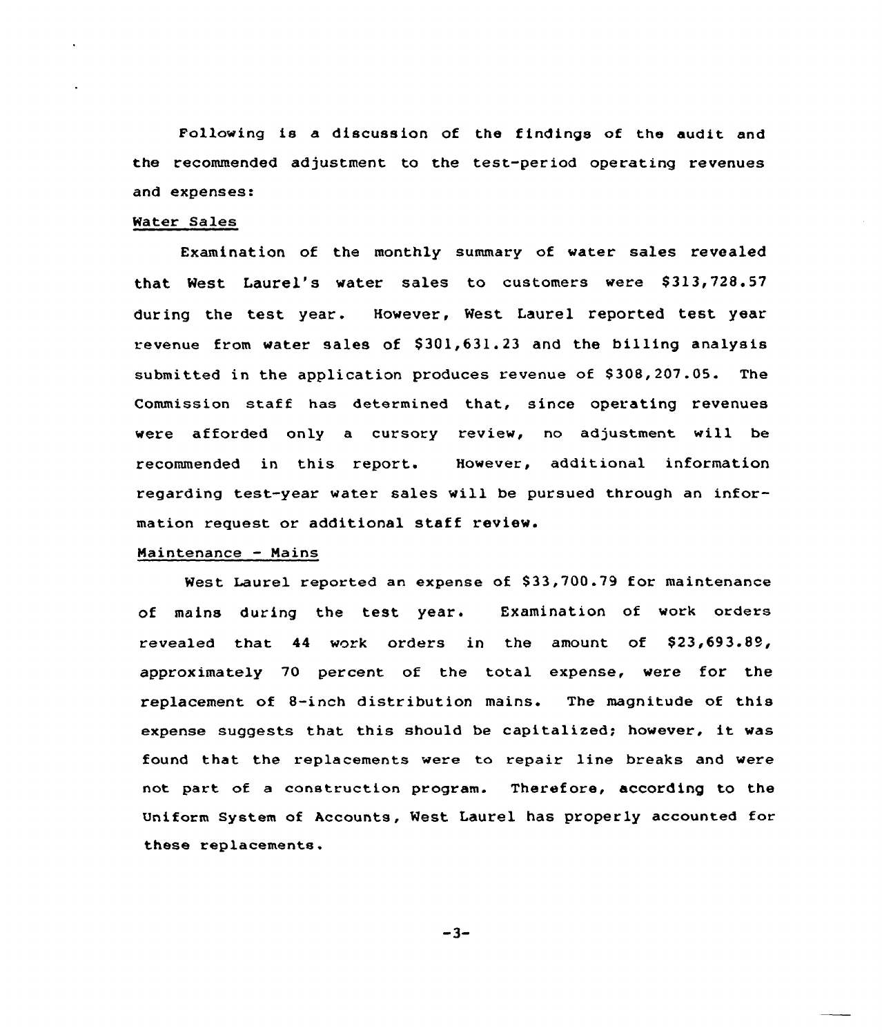Following is a discussion of the findings of the audit and the recommended adjustment to the test-period operating revenues and expenses:

Water Sales

Examination of the monthly summary of water sales revealed that West Laurel's water sales to customers were $313,728.57 during the test year. However, West Laurel reported test year revenue from water sales of $301,631.23 and the billing analysis submitted in the application produces revenue of $308,207.05. The Commission staff has determined that, since operating revenues were afforded only a cursory review, no adjustment will be recommended in this report. However, additional information regarding test-year water sales will be pursued through an information request or additional staff review.

Maintenance - Mains

West Laurel reported an expense of $33,700.79 for maintenance of mains during the test year. Examination of work orders revealed that 44 work orders in the amount of $23,693.89, approximately 70 percent of the total expense, were for the replacement of 8-inch distribution mains. The magnitude of this expense suggests that this should be capitalized; however, it was found that the replacements were to repair line breaks and were not part of a construction program. Therefore, according to the Uniform System of Accounts, West Laurel has properly accounted for these replacements.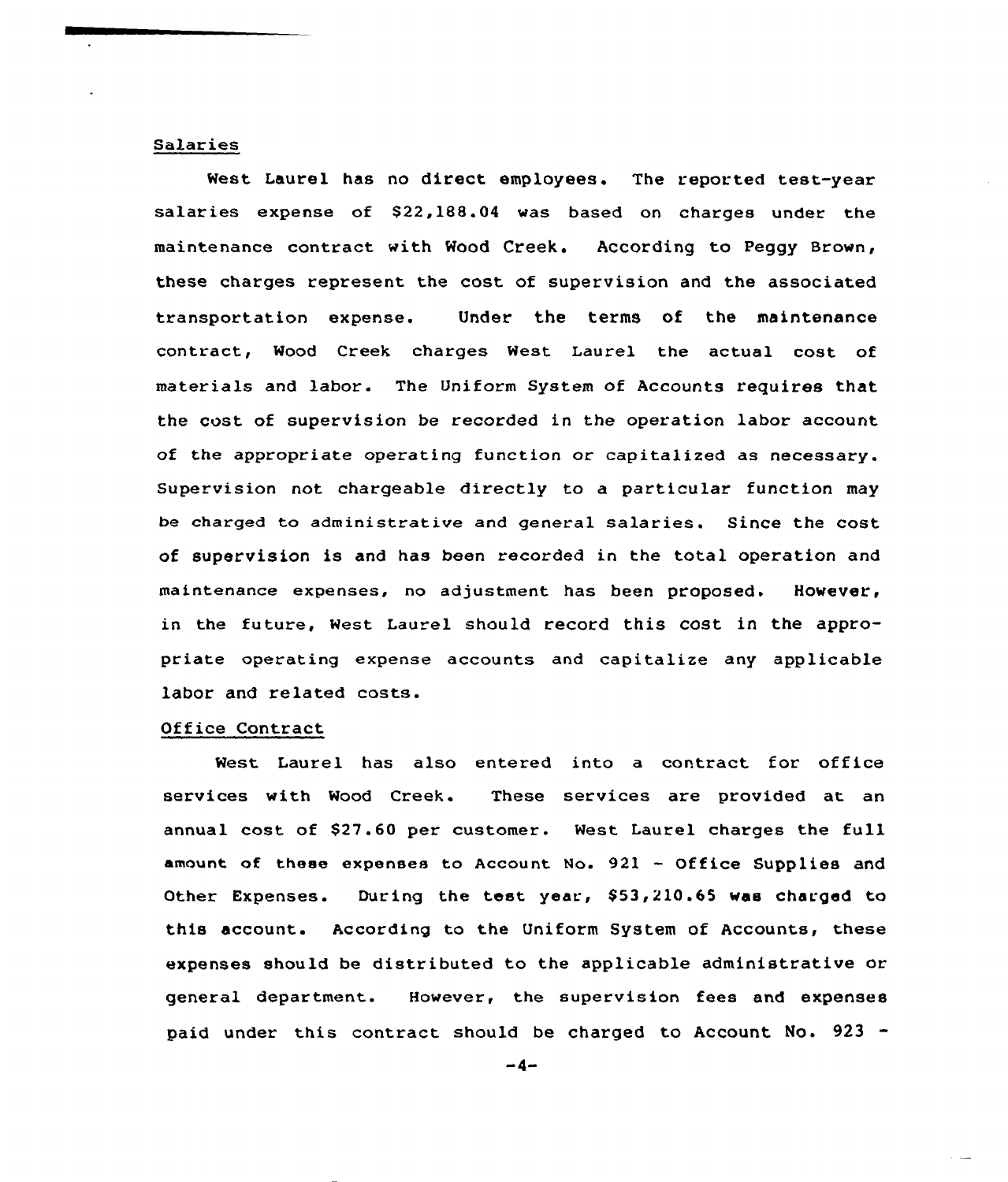Salaries

West Laurel has no direct employees. The reported test-year salaries expense of $22,188.04 was based on charges under the maintenance contract with Wood Creek. According to Peggy Brown, these charges represent the cost of supervision and the associated transportation expense. Under the terms of the maintenance contract, Wood Creek charges West Laurel the actual cost of materials and labor. The Uniform System of Accounts requires that the cost of supervision be recorded in the operation labor account of the appropriate operating function or capitalized as necessary. Supervision not chargeable directly to a particular function may be charged to administrative and general salaries. Since the cost of supervision is and has been recorded in the total operation and maintenance expenses, no adjustment has been proposed. However, in the future, West Laurel should record this cost in the appropriate operating expense accounts and capitalize any applicable labor and related costs.

Office Contract

West Laurel has also entered into a contract for office services with Wood Creek. These services are provided at an annual cost of $27.60 per customer. West Laurel charges the full amount of these expenses to Account No. 921 - Office Supplies and Other Expenses. During the test year, $53,210.65 was charged to this account. According to the Uniform System of Accounts, these expenses should be distributed to the applicable administrative or general department. However, the supervision fees and expenses paid under this contract should be charged to Account No. 923 -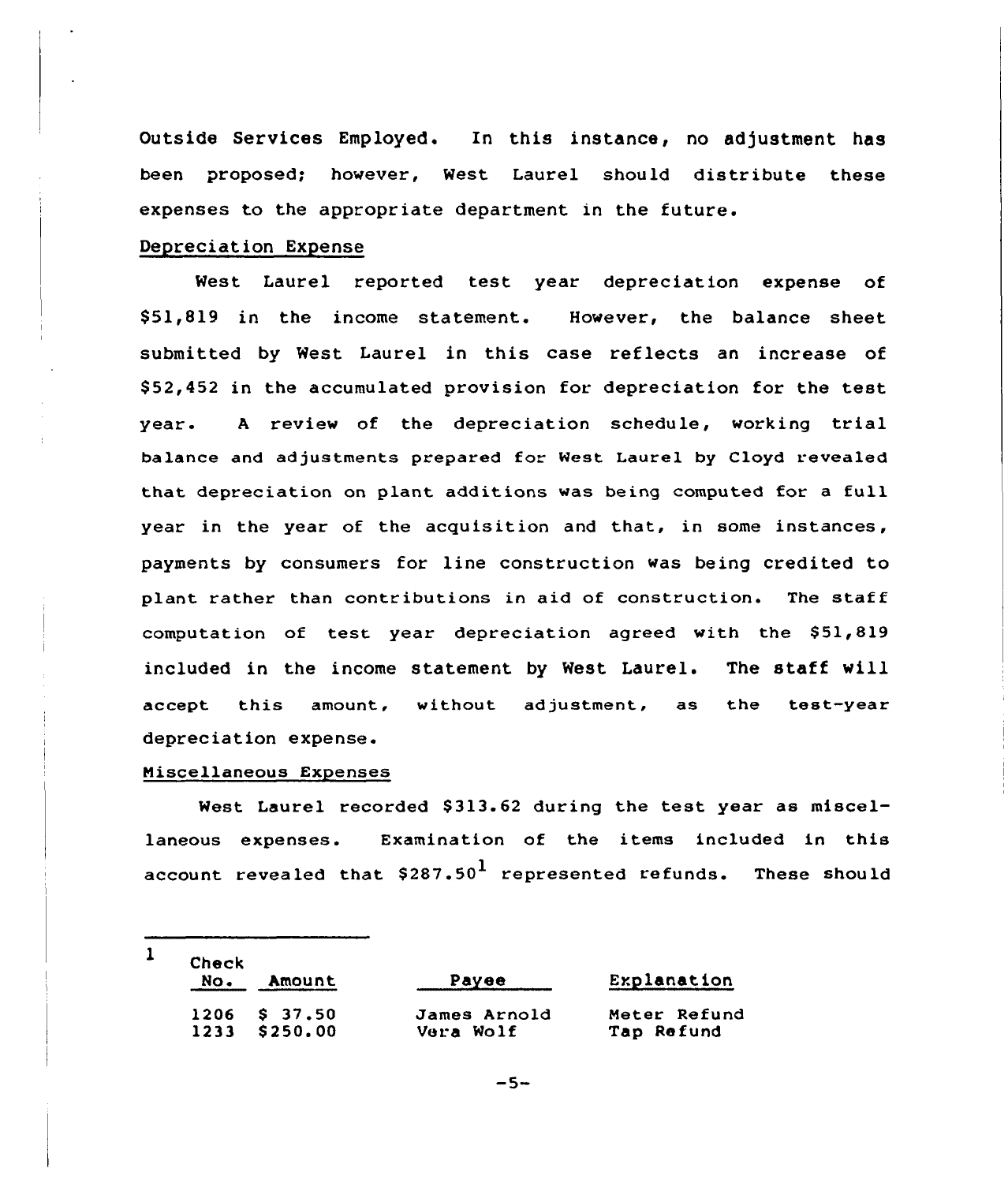Outside Services Employed. In this instance, no adjustment has been proposed; however, West Laurel should distribute these expenses to the appropriate department in the future.

Depreciation Expense

West Laurel reported test year depreciation expense of $51,819 in the income statement. However, the balance sheet submitted by West Laurel in this case reflects an increase of $52,452 in the accumulated provision for depreciation for the test year. A review of the depreciation schedule, working trial balance and adjustments prepared for West Laurel by Cloyd revealed that depreciation on plant additions was being computed for a full year in the year of the acquisition and that, in some instances, payments by consumers for line construction was being credited to plant rather than contributions in aid of construction. The staff computation of test year depreciation agreed with the $51,819 included in the income statement by West Laurel. The staff will accept this amount, without adjustment, as the test-year depreciation expense.

Miscellaneous Expenses

West Laurel recorded $313.62 during the test year as miscellaneous expenses. Examination of the items included in this account revealed that $287.50[1] represented refunds. These should

---

[1]

| Check No. | Amount | Payee | Explanation |
|---|---|---|---|
| 1206 | $ 37.50 | James Arnold | Meter Refund |
| 1233 | $250.00 | Vera Wolf | Tap Refund |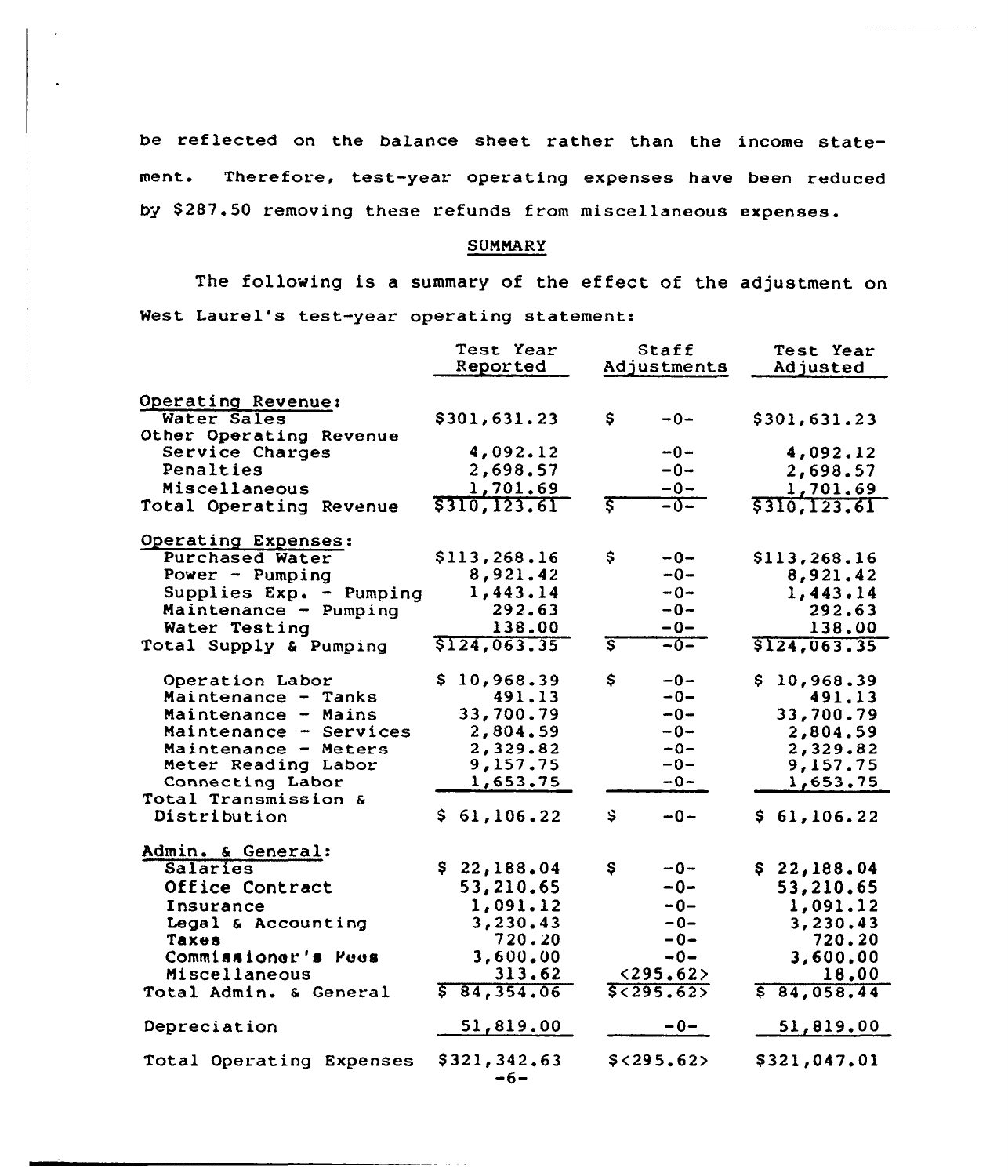be reflected on the balance sheet rather than the income statement. Therefore, test-year operating expenses have been reduced by $287.50 removing these refunds from miscellaneous expenses.

## SUMMARY

The following is a summary of the effect of the adjustment on West Laurel's test-year operating statement:

| | Test Year Reported | Staff Adjustments | Test Year Adjusted |
|---|---|---|---|
| **Operating Revenue:** | | | |
| Water Sales | $301,631.23 | $ -0- | $301,631.23 |
| Other Operating Revenue | | | |
| Service Charges | 4,092.12 | -0- | 4,092.12 |
| Penalties | 2,698.57 | -0- | 2,698.57 |
| Miscellaneous | 1,701.69 | -0- | 1,701.69 |
| Total Operating Revenue | $310,123.61 | $ -0- | $310,123.61 |
| **Operating Expenses:** | | | |
| Purchased Water | $113,268.16 | $ -0- | $113,268.16 |
| Power - Pumping | 8,921.42 | -0- | 8,921.42 |
| Supplies Exp. - Pumping | 1,443.14 | -0- | 1,443.14 |
| Maintenance - Pumping | 292.63 | -0- | 292.63 |
| Water Testing | 138.00 | -0- | 138.00 |
| Total Supply & Pumping | $124,063.35 | $ -0- | $124,063.35 |
| Operation Labor | $ 10,968.39 | $ -0- | $ 10,968.39 |
| Maintenance - Tanks | 491.13 | -0- | 491.13 |
| Maintenance - Mains | 33,700.79 | -0- | 33,700.79 |
| Maintenance - Services | 2,804.59 | -0- | 2,804.59 |
| Maintenance - Meters | 2,329.82 | -0- | 2,329.82 |
| Meter Reading Labor | 9,157.75 | -0- | 9,157.75 |
| Connecting Labor | 1,653.75 | -0- | 1,653.75 |
| Total Transmission & Distribution | $ 61,106.22 | $ -0- | $ 61,106.22 |
| **Admin. & General:** | | | |
| Salaries | $ 22,188.04 | $ -0- | $ 22,188.04 |
| Office Contract | 53,210.65 | -0- | 53,210.65 |
| Insurance | 1,091.12 | -0- | 1,091.12 |
| Legal & Accounting | 3,230.43 | -0- | 3,230.43 |
| Taxes | 720.20 | -0- | 720.20 |
| Commissioner's Fees | 3,600.00 | -0- | 3,600.00 |
| Miscellaneous | 313.62 | <295.62> | 18.00 |
| Total Admin. & General | $ 84,354.06 | $<295.62> | $ 84,058.44 |
| Depreciation | 51,819.00 | -0- | 51,819.00 |
| Total Operating Expenses | $321,342.63 | $<295.62> | $321,047.01 |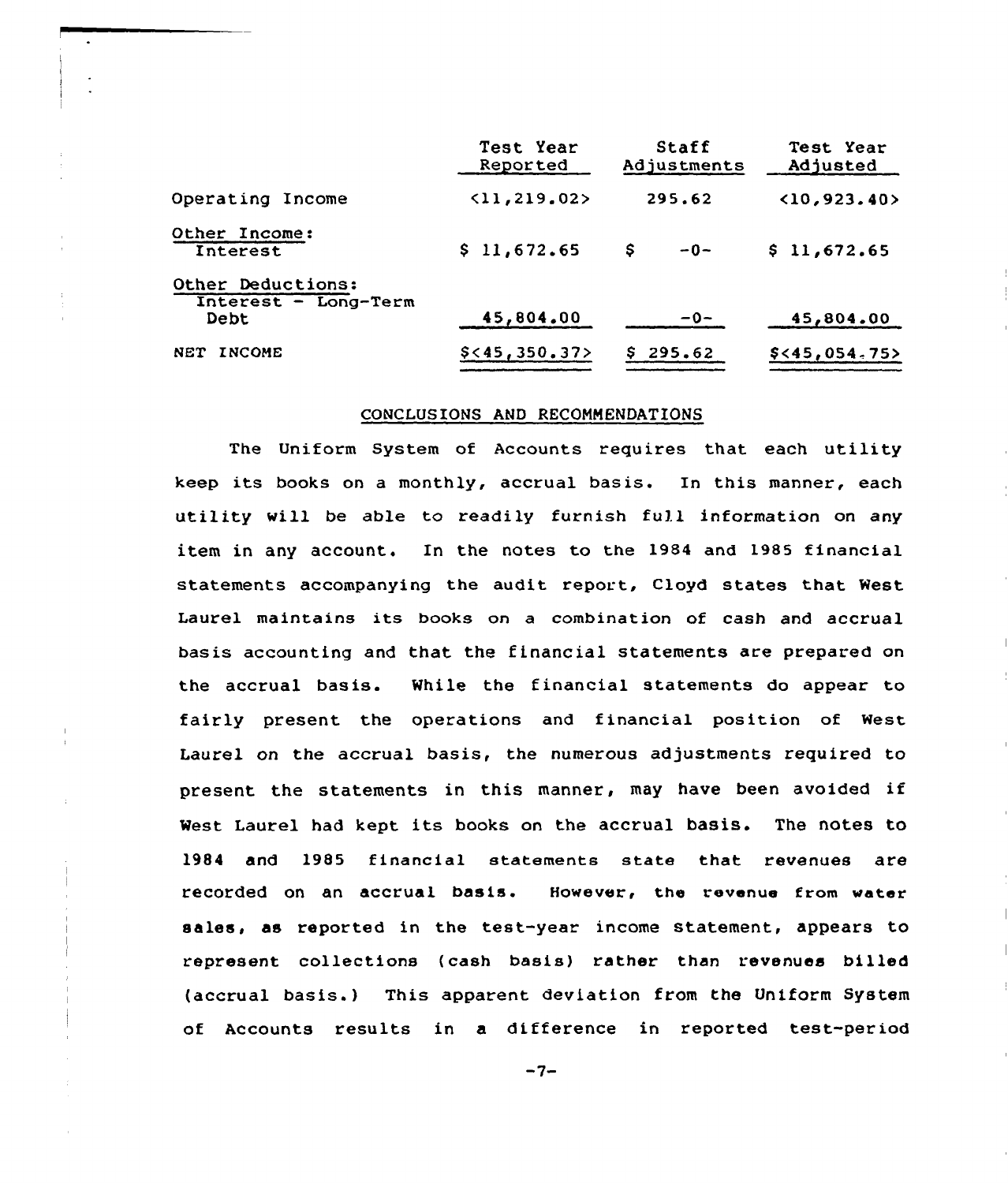| | Test Year Reported | Staff Adjustments | Test Year Adjusted |
|---|---|---|---|
| Operating Income | <11,219.02> | 295.62 | <10,923.40> |
| Other Income: Interest | $ 11,672.65 | $ -0- | $ 11,672.65 |
| Other Deductions: Interest - Long-Term Debt | 45,804.00 | -0- | 45,804.00 |
| NET INCOME | $<45,350.37> | $ 295.62 | $<45,054.75> |

## CONCLUSIONS AND RECOMMENDATIONS

The Uniform System of Accounts requires that each utility keep its books on a monthly, accrual basis. In this manner, each utility will be able to readily furnish full information on any item in any account. In the notes to the 1984 and 1985 financial statements accompanying the audit report, Cloyd states that West Laurel maintains its books on a combination of cash and accrual basis accounting and that the financial statements are prepared on the accrual basis. While the financial statements do appear to fairly present the operations and financial position of West Laurel on the accrual basis, the numerous adjustments required to present the statements in this manner, may have been avoided if West Laurel had kept its books on the accrual basis. The notes to 1984 and 1985 financial statements state that revenues are recorded on an accrual basis. However, the revenue from water sales, as reported in the test-year income statement, appears to represent collections (cash basis) rather than revenues billed (accrual basis.) This apparent deviation from the Uniform System of Accounts results in a difference in reported test-period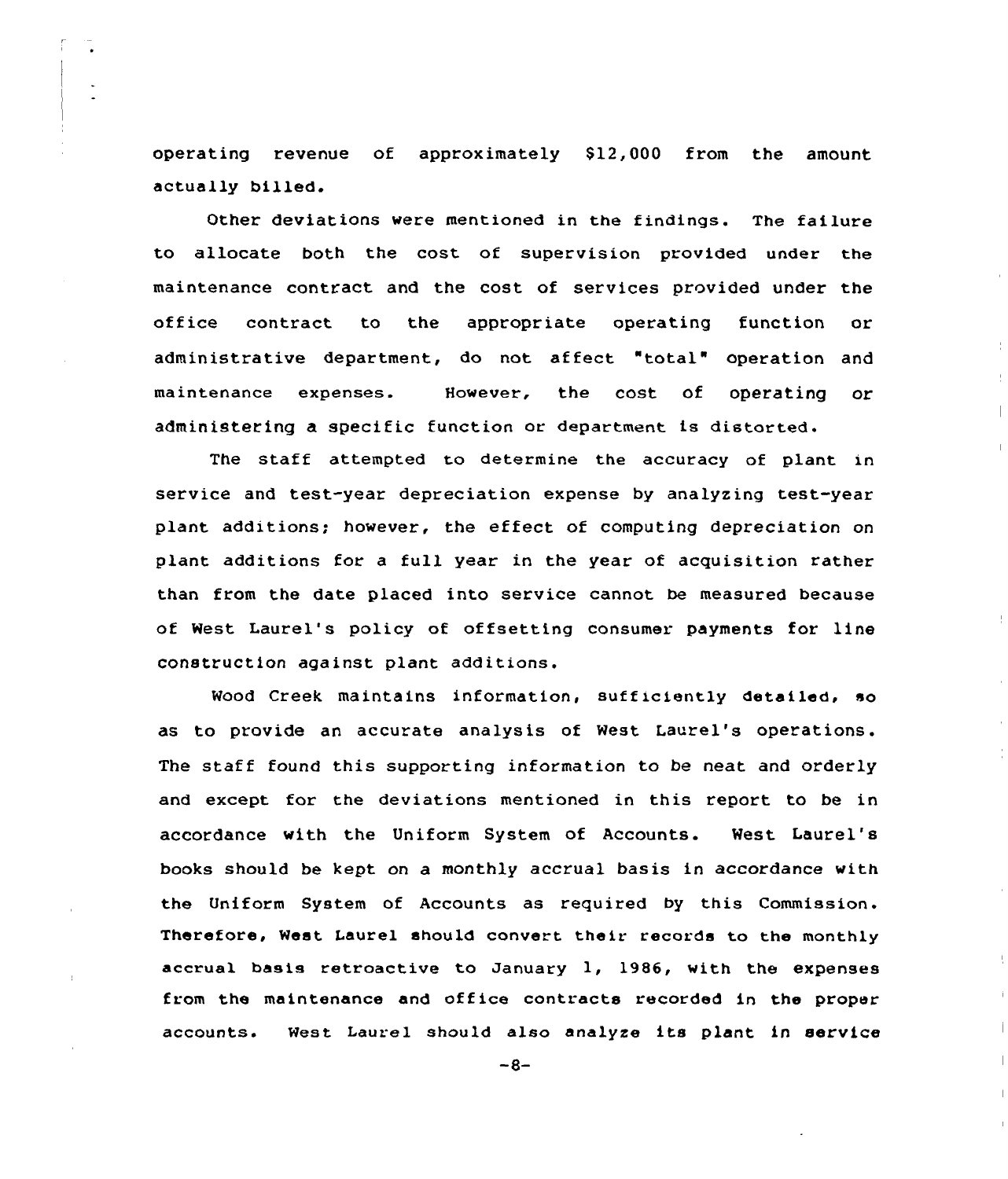operating revenue of approximately $12,000 from the amount actually billed.

Other deviations were mentioned in the findings. The failure to allocate both the cost of supervision provided under the maintenance contract and the cost of services provided under the office contract to the appropriate operating function or administrative department, do not affect "total" operation and maintenance expenses. However, the cost of operating or administering a specific function or department is distorted.

The staff attempted to determine the accuracy of plant in service and test-year depreciation expense by analyzing test-year plant additions; however, the effect of computing depreciation on plant additions for a full year in the year of acquisition rather than from the date placed into service cannot be measured because of West Laurel's policy of offsetting consumer payments for line construction against plant additions.

Wood Creek maintains information, sufficiently detailed, so as to provide an accurate analysis of West Laurel's operations. The staff found this supporting information to be neat and orderly and except for the deviations mentioned in this report to be in accordance with the Uniform System of Accounts. West Laurel's books should be kept on a monthly accrual basis in accordance with the Uniform System of Accounts as required by this Commission. Therefore, West Laurel should convert their records to the monthly accrual basis retroactive to January 1, 1986, with the expenses from the maintenance and office contracts recorded in the proper accounts. West Laurel should also analyze its plant in service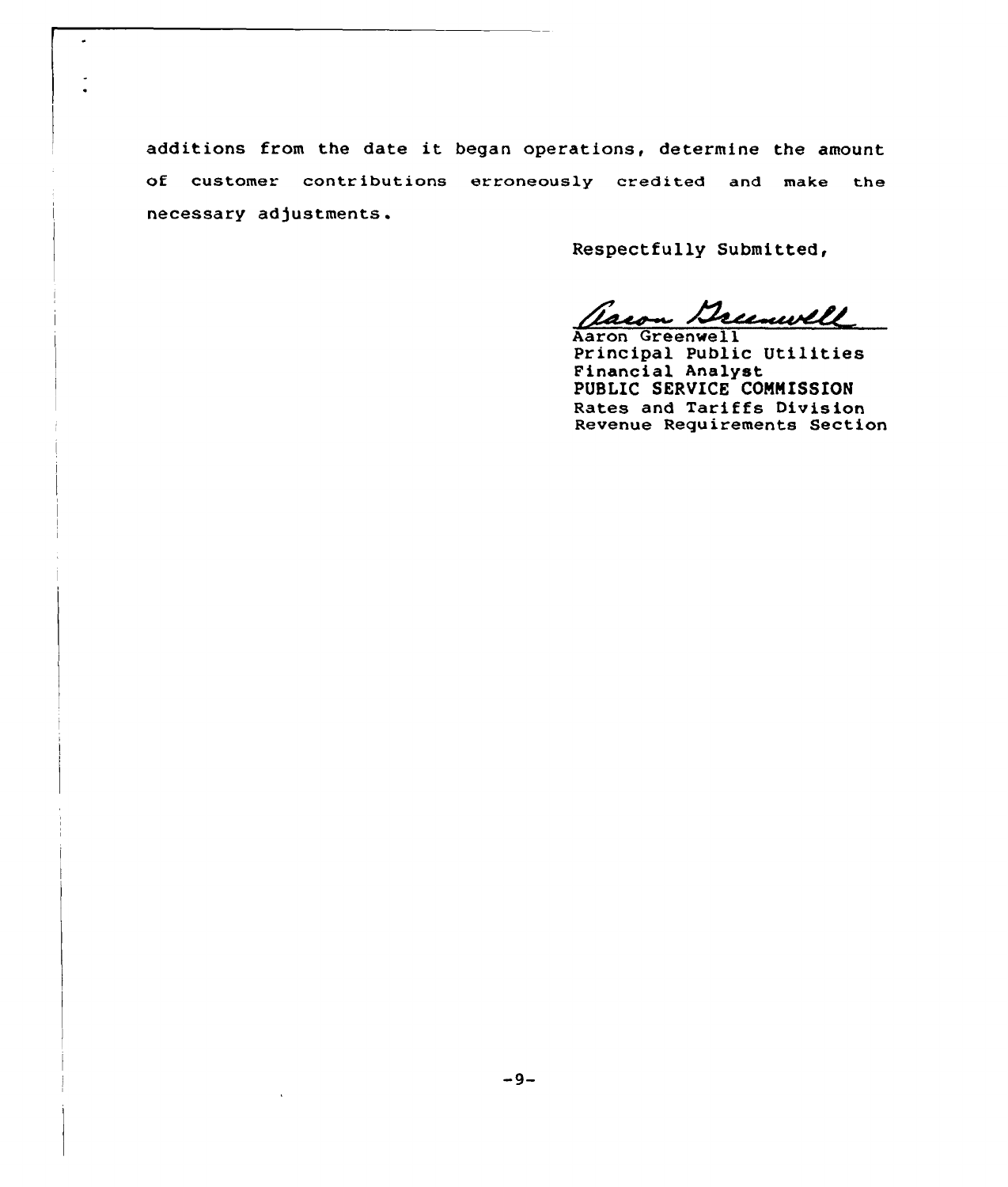additions from the date it began operations, determine the amount of customer contributions erroneously credited and make the necessary adjustments.

Respectfully Submitted,

Aaron Greenwell
Principal Public Utilities Financial Analyst
PUBLIC SERVICE COMMISSION
Rates and Tariffs Division
Revenue Requirements Section